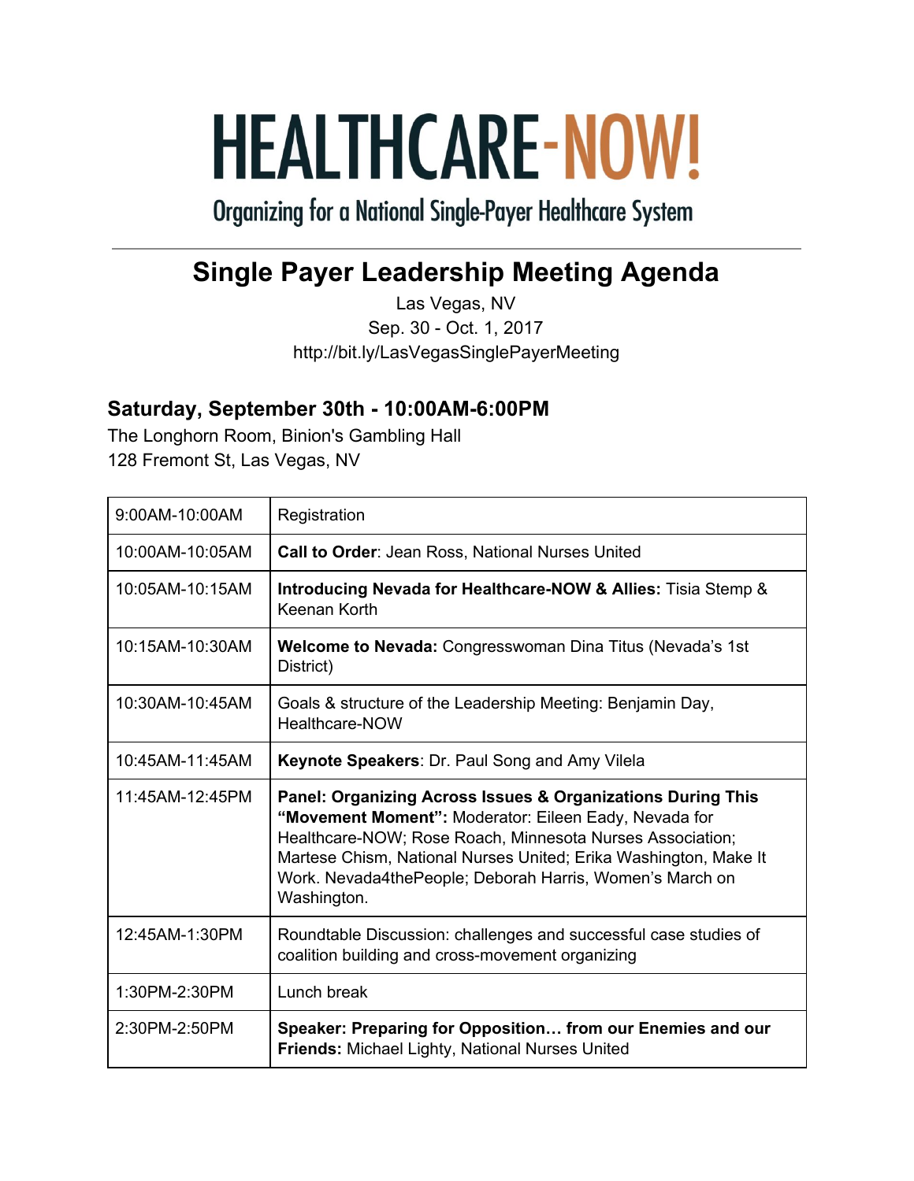# HEALTHCARE-NOW!

Organizing for a National Single-Payer Healthcare System

---

## Single Payer Leadership Meeting Agenda

Las Vegas, NV
Sep. 30 - Oct. 1, 2017
http://bit.ly/LasVegasSinglePayerMeeting

### Saturday, September 30th - 10:00AM-6:00PM

The Longhorn Room, Binion's Gambling Hall
128 Fremont St, Las Vegas, NV

| | |
|---|---|
| 9:00AM-10:00AM | Registration |
| 10:00AM-10:05AM | **Call to Order**: Jean Ross, National Nurses United |
| 10:05AM-10:15AM | **Introducing Nevada for Healthcare-NOW & Allies:** Tisia Stemp & Keenan Korth |
| 10:15AM-10:30AM | **Welcome to Nevada:** Congresswoman Dina Titus (Nevada's 1st District) |
| 10:30AM-10:45AM | Goals & structure of the Leadership Meeting: Benjamin Day, Healthcare-NOW |
| 10:45AM-11:45AM | **Keynote Speakers**: Dr. Paul Song and Amy Vilela |
| 11:45AM-12:45PM | **Panel: Organizing Across Issues & Organizations During This "Movement Moment":** Moderator: Eileen Eady, Nevada for Healthcare-NOW; Rose Roach, Minnesota Nurses Association; Martese Chism, National Nurses United; Erika Washington, Make It Work. Nevada4thePeople; Deborah Harris, Women's March on Washington. |
| 12:45AM-1:30PM | Roundtable Discussion: challenges and successful case studies of coalition building and cross-movement organizing |
| 1:30PM-2:30PM | Lunch break |
| 2:30PM-2:50PM | **Speaker: Preparing for Opposition… from our Enemies and our Friends:** Michael Lighty, National Nurses United |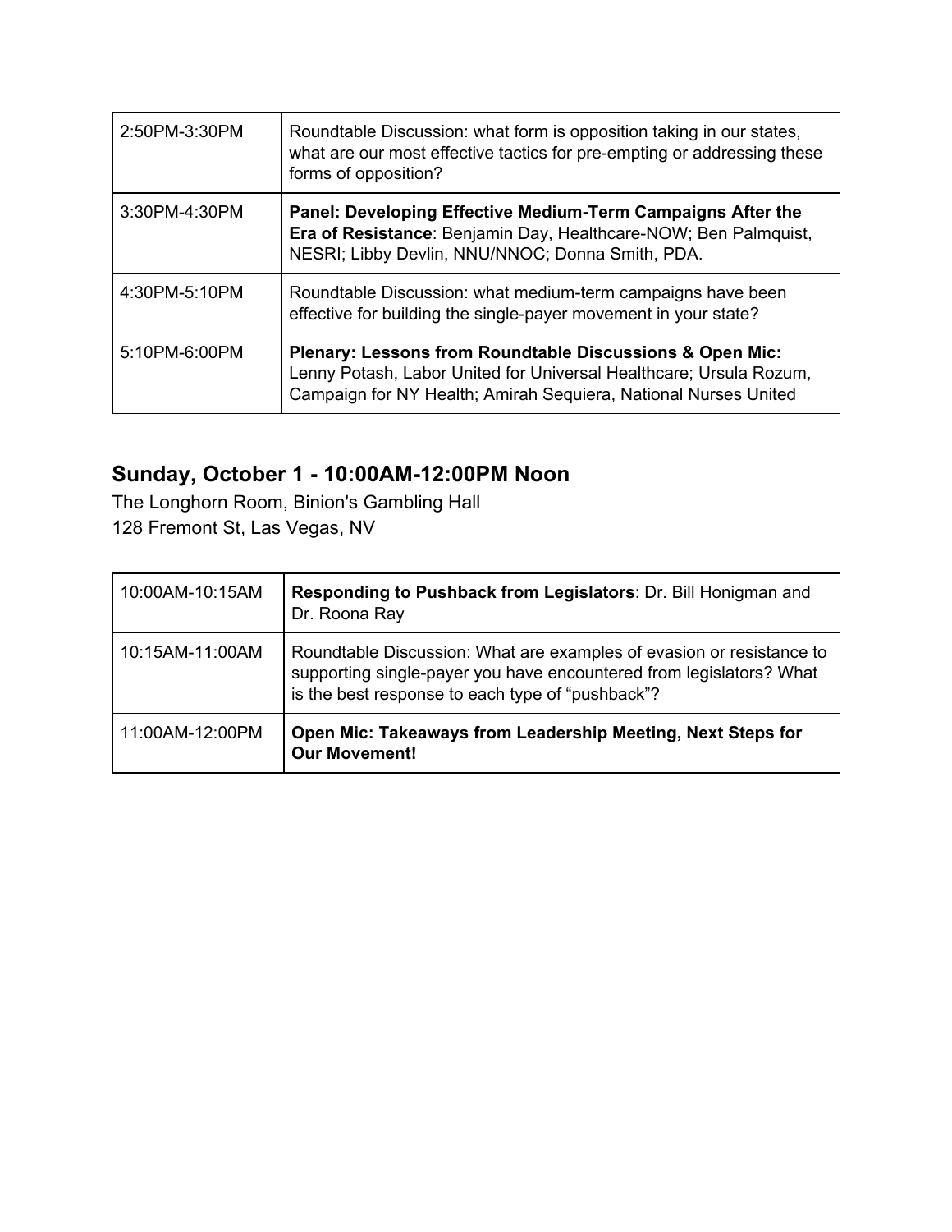| | |
|---|---|
| 2:50PM-3:30PM | Roundtable Discussion: what form is opposition taking in our states, what are our most effective tactics for pre-empting or addressing these forms of opposition? |
| 3:30PM-4:30PM | **Panel: Developing Effective Medium-Term Campaigns After the Era of Resistance**: Benjamin Day, Healthcare-NOW; Ben Palmquist, NESRI; Libby Devlin, NNU/NNOC; Donna Smith, PDA. |
| 4:30PM-5:10PM | Roundtable Discussion: what medium-term campaigns have been effective for building the single-payer movement in your state? |
| 5:10PM-6:00PM | **Plenary: Lessons from Roundtable Discussions & Open Mic:** Lenny Potash, Labor United for Universal Healthcare; Ursula Rozum, Campaign for NY Health; Amirah Sequiera, National Nurses United |

## Sunday, October 1 - 10:00AM-12:00PM Noon

The Longhorn Room, Binion's Gambling Hall
128 Fremont St, Las Vegas, NV

| | |
|---|---|
| 10:00AM-10:15AM | **Responding to Pushback from Legislators**: Dr. Bill Honigman and Dr. Roona Ray |
| 10:15AM-11:00AM | Roundtable Discussion: What are examples of evasion or resistance to supporting single-payer you have encountered from legislators? What is the best response to each type of "pushback"? |
| 11:00AM-12:00PM | **Open Mic: Takeaways from Leadership Meeting, Next Steps for Our Movement!** |